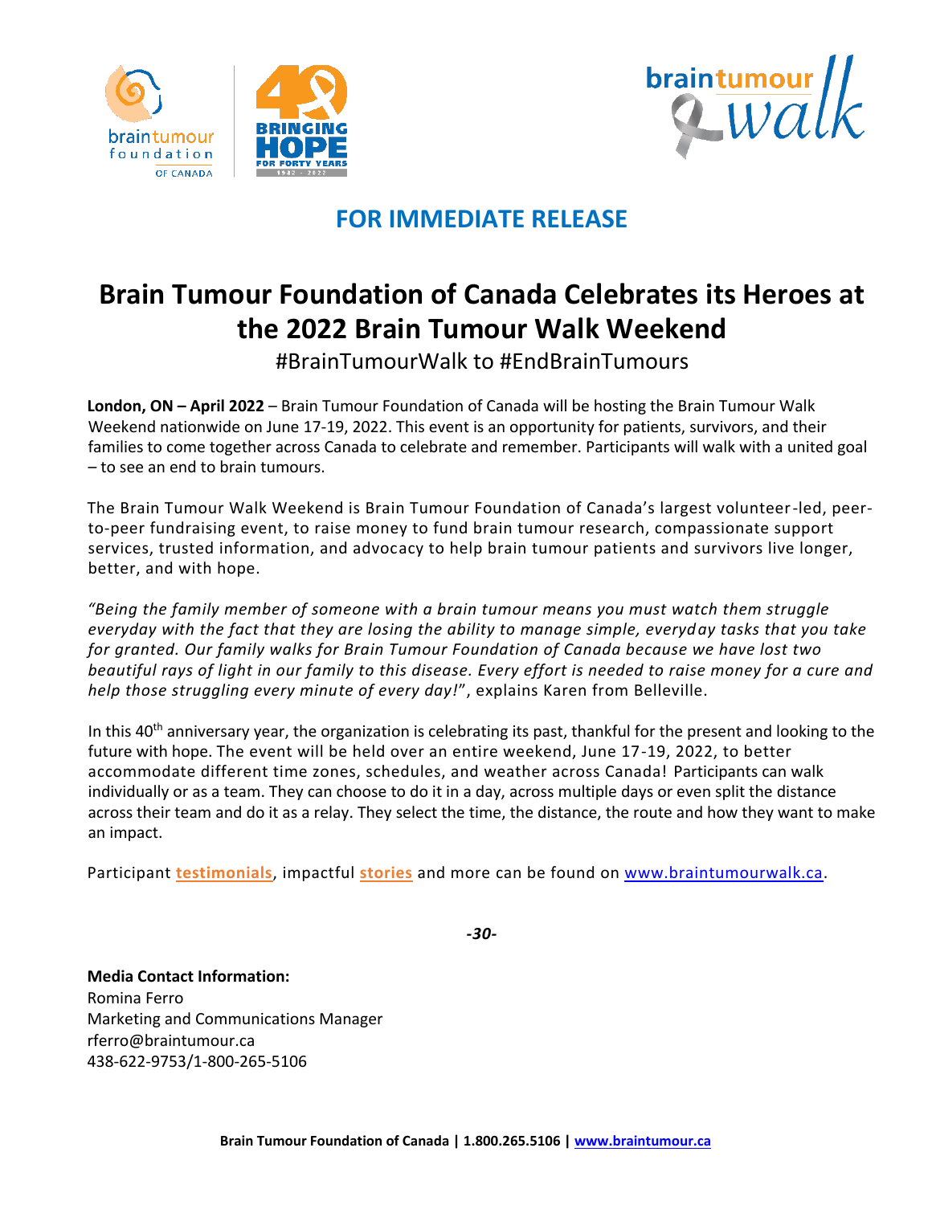**FOR IMMEDIATE RELEASE**

# Brain Tumour Foundation of Canada Celebrates its Heroes at the 2022 Brain Tumour Walk Weekend

#BrainTumourWalk to #EndBrainTumours

**London, ON – April 2022** – Brain Tumour Foundation of Canada will be hosting the Brain Tumour Walk Weekend nationwide on June 17-19, 2022. This event is an opportunity for patients, survivors, and their families to come together across Canada to celebrate and remember. Participants will walk with a united goal – to see an end to brain tumours.

The Brain Tumour Walk Weekend is Brain Tumour Foundation of Canada's largest volunteer-led, peer-to-peer fundraising event, to raise money to fund brain tumour research, compassionate support services, trusted information, and advocacy to help brain tumour patients and survivors live longer, better, and with hope.

*"Being the family member of someone with a brain tumour means you must watch them struggle everyday with the fact that they are losing the ability to manage simple, everyday tasks that you take for granted. Our family walks for Brain Tumour Foundation of Canada because we have lost two beautiful rays of light in our family to this disease. Every effort is needed to raise money for a cure and help those struggling every minute of every day!"*, explains Karen from Belleville.

In this 40th anniversary year, the organization is celebrating its past, thankful for the present and looking to the future with hope. The event will be held over an entire weekend, June 17-19, 2022, to better accommodate different time zones, schedules, and weather across Canada! Participants can walk individually or as a team. They can choose to do it in a day, across multiple days or even split the distance across their team and do it as a relay. They select the time, the distance, the route and how they want to make an impact.

Participant **testimonials**, impactful **stories** and more can be found on www.braintumourwalk.ca.

***-30-***

**Media Contact Information:**
Romina Ferro
Marketing and Communications Manager
rferro@braintumour.ca
438-622-9753/1-800-265-5106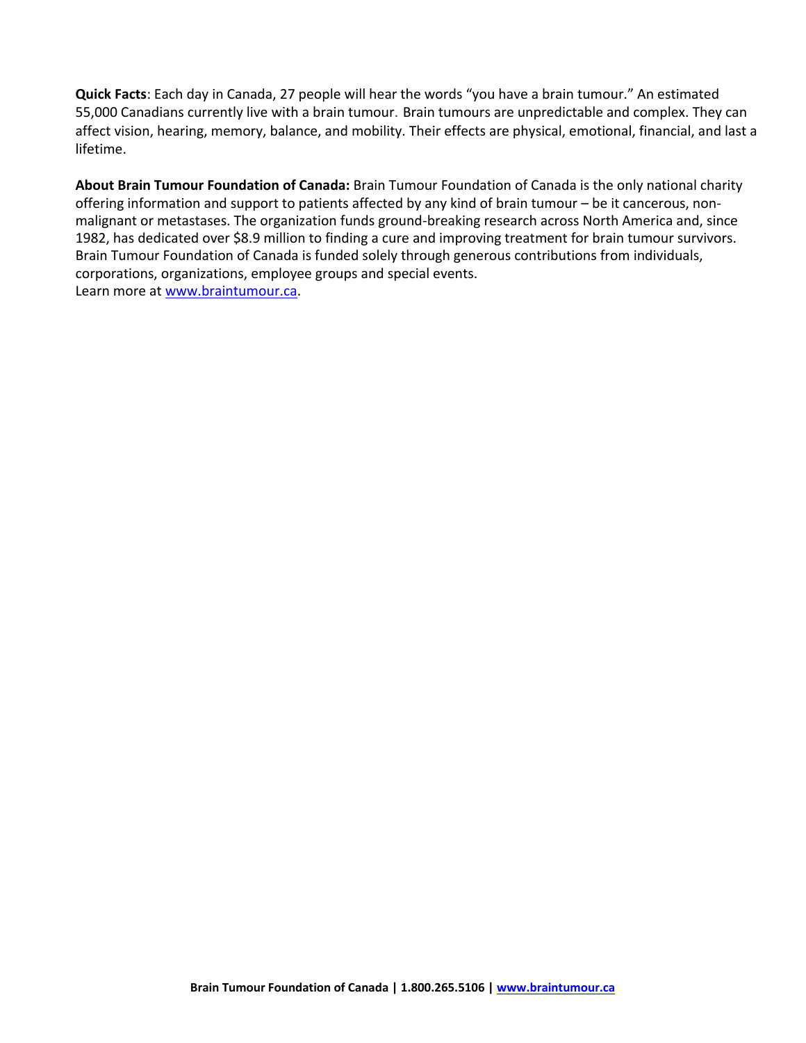**Quick Facts**: Each day in Canada, 27 people will hear the words "you have a brain tumour." An estimated 55,000 Canadians currently live with a brain tumour. Brain tumours are unpredictable and complex. They can affect vision, hearing, memory, balance, and mobility. Their effects are physical, emotional, financial, and last a lifetime.

**About Brain Tumour Foundation of Canada:** Brain Tumour Foundation of Canada is the only national charity offering information and support to patients affected by any kind of brain tumour – be it cancerous, non-malignant or metastases. The organization funds ground-breaking research across North America and, since 1982, has dedicated over $8.9 million to finding a cure and improving treatment for brain tumour survivors. Brain Tumour Foundation of Canada is funded solely through generous contributions from individuals, corporations, organizations, employee groups and special events.
Learn more at [www.braintumour.ca](http://www.braintumour.ca).